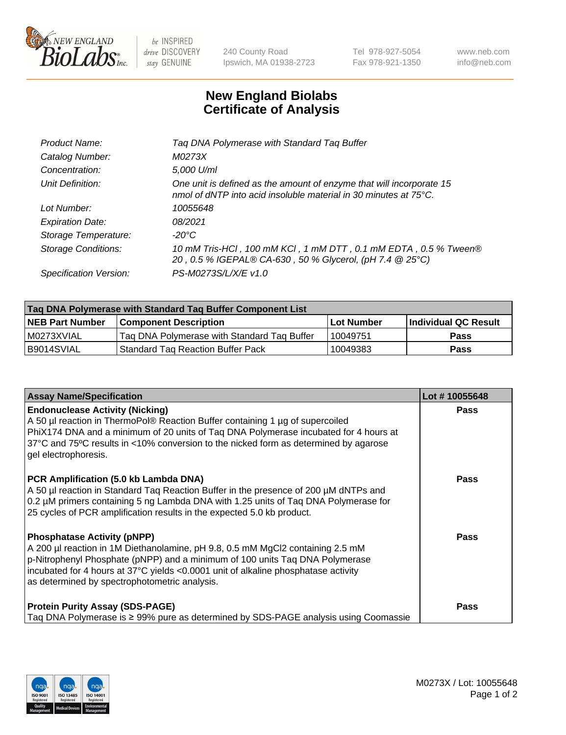New England BioLabs Inc. — be INSPIRED drive DISCOVERY stay GENUINE

240 County Road
Ipswich, MA 01938-2723

Tel 978-927-5054
Fax 978-921-1350

www.neb.com
info@neb.com

# New England Biolabs
# Certificate of Analysis

| | |
|---|---|
| *Product Name:* | *Taq DNA Polymerase with Standard Taq Buffer* |
| *Catalog Number:* | *M0273X* |
| *Concentration:* | *5,000 U/ml* |
| *Unit Definition:* | *One unit is defined as the amount of enzyme that will incorporate 15 nmol of dNTP into acid insoluble material in 30 minutes at 75°C.* |
| *Lot Number:* | *10055648* |
| *Expiration Date:* | *08/2021* |
| *Storage Temperature:* | *-20°C* |
| *Storage Conditions:* | *10 mM Tris-HCl , 100 mM KCl , 1 mM DTT , 0.1 mM EDTA , 0.5 % Tween® 20 , 0.5 % IGEPAL® CA-630 , 50 % Glycerol, (pH 7.4 @ 25°C)* |
| *Specification Version:* | *PS-M0273S/L/X/E v1.0* |

| Taq DNA Polymerase with Standard Taq Buffer Component List | | | |
|---|---|---|---|
| **NEB Part Number** | **Component Description** | **Lot Number** | **Individual QC Result** |
| M0273XVIAL | Taq DNA Polymerase with Standard Taq Buffer | 10049751 | **Pass** |
| B9014SVIAL | Standard Taq Reaction Buffer Pack | 10049383 | **Pass** |

| Assay Name/Specification | Lot # 10055648 |
|---|---|
| **Endonuclease Activity (Nicking)**<br>A 50 µl reaction in ThermoPol® Reaction Buffer containing 1 µg of supercoiled PhiX174 DNA and a minimum of 20 units of Taq DNA Polymerase incubated for 4 hours at 37ºC and 75ºC results in <10% conversion to the nicked form as determined by agarose gel electrophoresis. | **Pass** |
| **PCR Amplification (5.0 kb Lambda DNA)**<br>A 50 µl reaction in Standard Taq Reaction Buffer in the presence of 200 µM dNTPs and 0.2 µM primers containing 5 ng Lambda DNA with 1.25 units of Taq DNA Polymerase for 25 cycles of PCR amplification results in the expected 5.0 kb product. | **Pass** |
| **Phosphatase Activity (pNPP)**<br>A 200 µl reaction in 1M Diethanolamine, pH 9.8, 0.5 mM $MgCl_2$ containing 2.5 mM p-Nitrophenyl Phosphate (pNPP) and a minimum of 100 units Taq DNA Polymerase incubated for 4 hours at 37°C yields <0.0001 unit of alkaline phosphatase activity as determined by spectrophotometric analysis. | **Pass** |
| **Protein Purity Assay (SDS-PAGE)**<br>Taq DNA Polymerase is ≥ 99% pure as determined by SDS-PAGE analysis using Coomassie | **Pass** |

ISO 9001 Registered Quality Management · ISO 13485 Registered Medical Devices · ISO 14001 Registered Environmental Management

M0273X / Lot: 10055648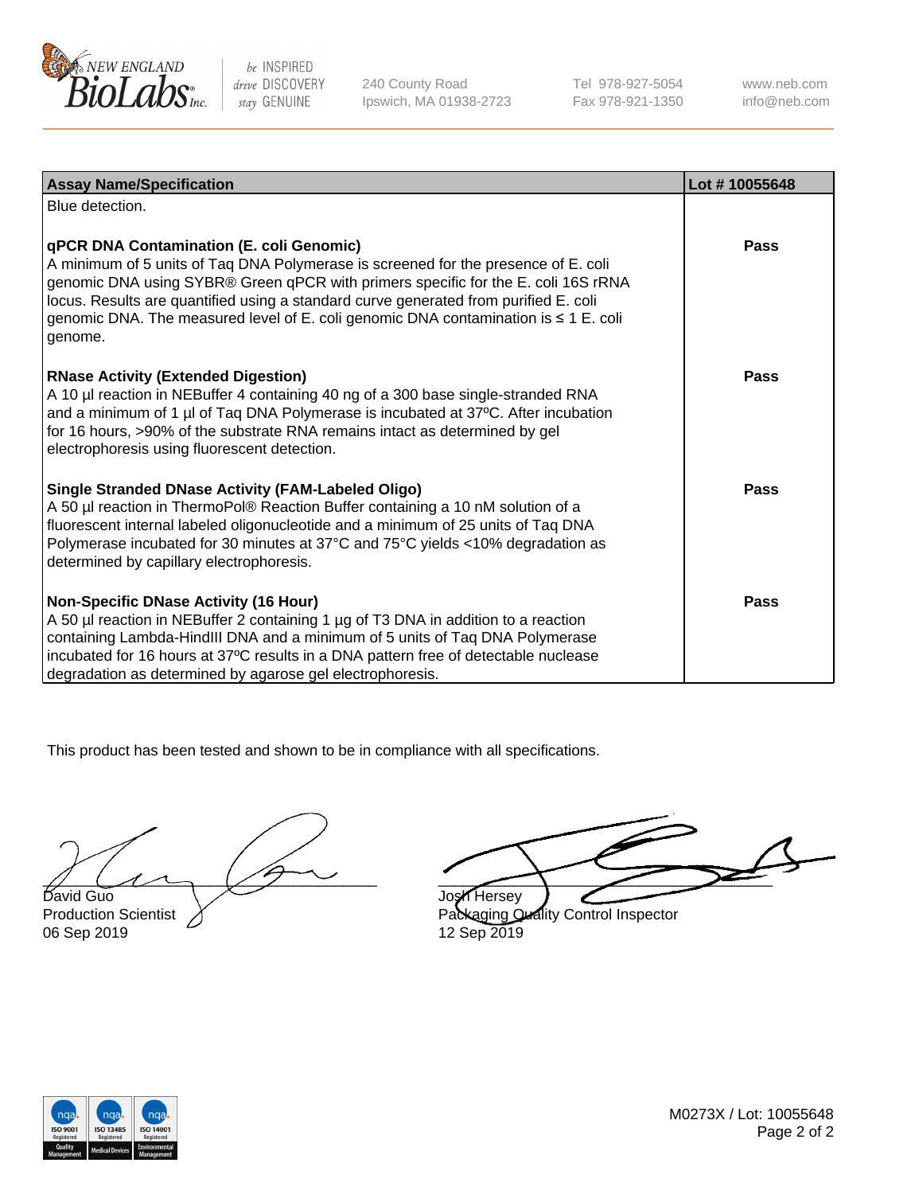| Assay Name/Specification | Lot # 10055648 |
| --- | --- |
| Blue detection. | |
| **qPCR DNA Contamination (E. coli Genomic)**<br>A minimum of 5 units of Taq DNA Polymerase is screened for the presence of E. coli genomic DNA using SYBR® Green qPCR with primers specific for the E. coli 16S rRNA locus. Results are quantified using a standard curve generated from purified E. coli genomic DNA. The measured level of E. coli genomic DNA contamination is ≤ 1 E. coli genome. | **Pass** |
| **RNase Activity (Extended Digestion)**<br>A 10 µl reaction in NEBuffer 4 containing 40 ng of a 300 base single-stranded RNA and a minimum of 1 µl of Taq DNA Polymerase is incubated at 37ºC. After incubation for 16 hours, >90% of the substrate RNA remains intact as determined by gel electrophoresis using fluorescent detection. | **Pass** |
| **Single Stranded DNase Activity (FAM-Labeled Oligo)**<br>A 50 µl reaction in ThermoPol® Reaction Buffer containing a 10 nM solution of a fluorescent internal labeled oligonucleotide and a minimum of 25 units of Taq DNA Polymerase incubated for 30 minutes at 37°C and 75°C yields <10% degradation as determined by capillary electrophoresis. | **Pass** |
| **Non-Specific DNase Activity (16 Hour)**<br>A 50 µl reaction in NEBuffer 2 containing 1 µg of T3 DNA in addition to a reaction containing Lambda-HindIII DNA and a minimum of 5 units of Taq DNA Polymerase incubated for 16 hours at 37ºC results in a DNA pattern free of detectable nuclease degradation as determined by agarose gel electrophoresis. | **Pass** |

This product has been tested and shown to be in compliance with all specifications.

David Guo
Production Scientist
06 Sep 2019

Josh Hersey
Packaging Quality Control Inspector
12 Sep 2019

M0273X / Lot: 10055648